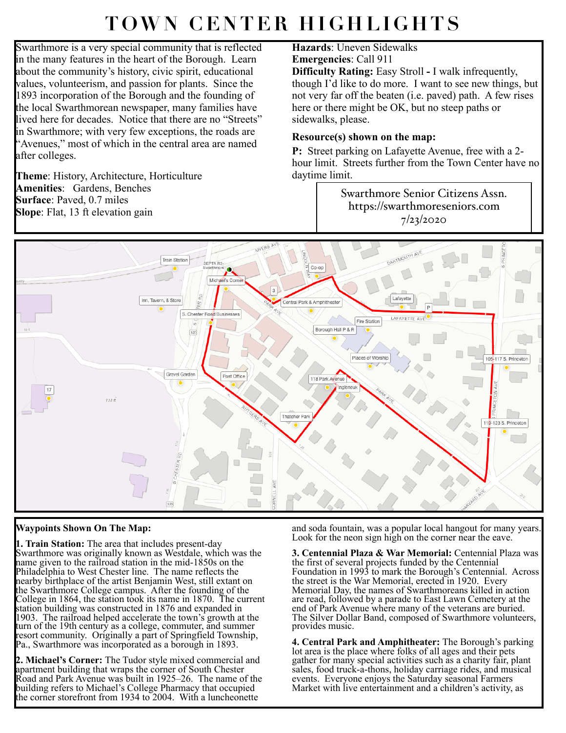# TOWN CENTER HIGHLIGHTS

Swarthmore is a very special community that is reflected in the many features in the heart of the Borough. Learn about the community's history, civic spirit, educational values, volunteerism, and passion for plants. Since the 1893 incorporation of the Borough and the founding of the local Swarthmorean newspaper, many families have lived here for decades. Notice that there are no "Streets" in Swarthmore; with very few exceptions, the roads are "Avenues," most of which in the central area are named after colleges.

**Theme**: History, Architecture, Horticulture
**Amenities**: Gardens, Benches
**Surface**: Paved, 0.7 miles
**Slope**: Flat, 13 ft elevation gain

**Hazards**: Uneven Sidewalks
**Emergencies**: Call 911
**Difficulty Rating: Easy Stroll -** I walk infrequently, though I'd like to do more. I want to see new things, but not very far off the beaten (i.e. paved) path. A few rises here or there might be OK, but no steep paths or sidewalks, please.

**Resource(s) shown on the map:**

**P:** Street parking on Lafayette Avenue, free with a 2-hour limit. Streets further from the Town Center have no daytime limit.

Swarthmore Senior Citizens Assn.
https://swarthmoreseniors.com
7/23/2020

**Waypoints Shown On The Map:**

**1. Train Station:** The area that includes present-day Swarthmore was originally known as Westdale, which was the name given to the railroad station in the mid-1850s on the Philadelphia to West Chester line. The name reflects the nearby birthplace of the artist Benjamin West, still extant on the Swarthmore College campus. After the founding of the College in 1864, the station took its name in 1870. The current station building was constructed in 1876 and expanded in 1903. The railroad helped accelerate the town's growth at the turn of the 19th century as a college, commuter, and summer resort community. Originally a part of Springfield Township, Pa., Swarthmore was incorporated as a borough in 1893.

**2. Michael's Corner:** The Tudor style mixed commercial and apartment building that wraps the corner of South Chester Road and Park Avenue was built in 1925–26. The name of the building refers to Michael's College Pharmacy that occupied the corner storefront from 1934 to 2004. With a luncheonette and soda fountain, was a popular local hangout for many years. Look for the neon sign high on the corner near the eave.

**3. Centennial Plaza & War Memorial:** Centennial Plaza was the first of several projects funded by the Centennial Foundation in 1993 to mark the Borough's Centennial. Across the street is the War Memorial, erected in 1920. Every Memorial Day, the names of Swarthmoreans killed in action are read, followed by a parade to East Lawn Cemetery at the end of Park Avenue where many of the veterans are buried. The Silver Dollar Band, composed of Swarthmore volunteers, provides music.

**4. Central Park and Amphitheater:** The Borough's parking lot area is the place where folks of all ages and their pets gather for many special activities such as a charity fair, plant sales, food truck-a-thons, holiday carriage rides, and musical events. Everyone enjoys the Saturday seasonal Farmers Market with live entertainment and a children's activity, as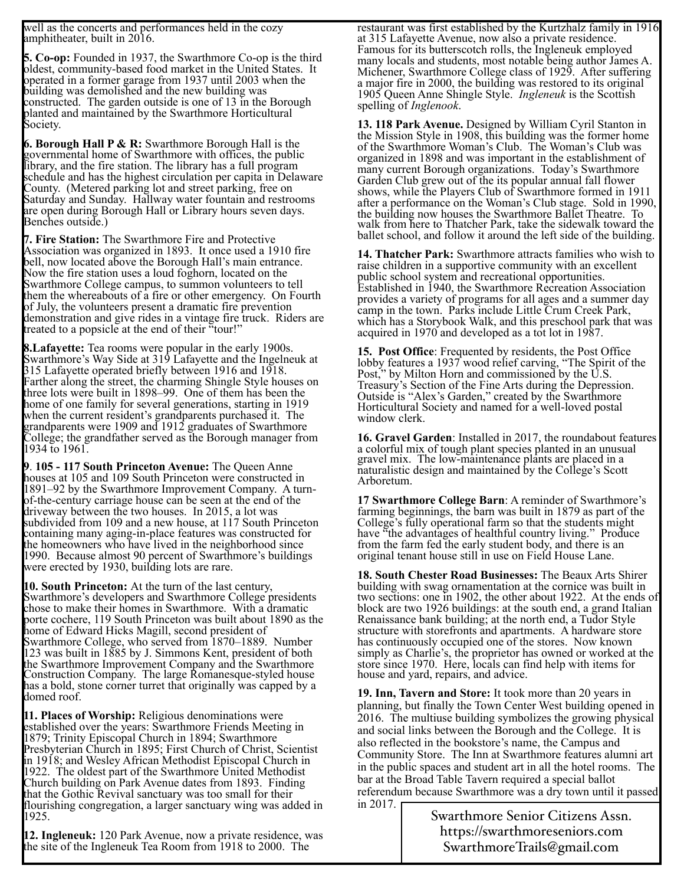well as the concerts and performances held in the cozy amphitheater, built in 2016.

**5. Co-op:** Founded in 1937, the Swarthmore Co-op is the third oldest, community-based food market in the United States. It operated in a former garage from 1937 until 2003 when the building was demolished and the new building was constructed. The garden outside is one of 13 in the Borough planted and maintained by the Swarthmore Horticultural Society.

**6. Borough Hall P & R:** Swarthmore Borough Hall is the governmental home of Swarthmore with offices, the public library, and the fire station. The library has a full program schedule and has the highest circulation per capita in Delaware County. (Metered parking lot and street parking, free on Saturday and Sunday. Hallway water fountain and restrooms are open during Borough Hall or Library hours seven days. Benches outside.)

**7. Fire Station:** The Swarthmore Fire and Protective Association was organized in 1893. It once used a 1910 fire bell, now located above the Borough Hall's main entrance. Now the fire station uses a loud foghorn, located on the Swarthmore College campus, to summon volunteers to tell them the whereabouts of a fire or other emergency. On Fourth of July, the volunteers present a dramatic fire prevention demonstration and give rides in a vintage fire truck. Riders are treated to a popsicle at the end of their "tour!"

**8.Lafayette:** Tea rooms were popular in the early 1900s. Swarthmore's Way Side at 319 Lafayette and the Ingelneuk at 315 Lafayette operated briefly between 1916 and 1918. Farther along the street, the charming Shingle Style houses on three lots were built in 1898–99. One of them has been the home of one family for several generations, starting in 1919 when the current resident's grandparents purchased it. The grandparents were 1909 and 1912 graduates of Swarthmore College; the grandfather served as the Borough manager from 1934 to 1961.

**9**. **105 - 117 South Princeton Avenue:** The Queen Anne houses at 105 and 109 South Princeton were constructed in 1891–92 by the Swarthmore Improvement Company. A turn-of-the-century carriage house can be seen at the end of the driveway between the two houses. In 2015, a lot was subdivided from 109 and a new house, at 117 South Princeton containing many aging-in-place features was constructed for the homeowners who have lived in the neighborhood since 1990. Because almost 90 percent of Swarthmore's buildings were erected by 1930, building lots are rare.

**10. South Princeton:** At the turn of the last century, Swarthmore's developers and Swarthmore College presidents chose to make their homes in Swarthmore. With a dramatic porte cochere, 119 South Princeton was built about 1890 as the home of Edward Hicks Magill, second president of Swarthmore College, who served from 1870–1889. Number 123 was built in 1885 by J. Simmons Kent, president of both the Swarthmore Improvement Company and the Swarthmore Construction Company. The large Romanesque-styled house has a bold, stone corner turret that originally was capped by a domed roof.

**11. Places of Worship:** Religious denominations were established over the years: Swarthmore Friends Meeting in 1879; Trinity Episcopal Church in 1894; Swarthmore Presbyterian Church in 1895; First Church of Christ, Scientist in 1918; and Wesley African Methodist Episcopal Church in 1922. The oldest part of the Swarthmore United Methodist Church building on Park Avenue dates from 1893. Finding that the Gothic Revival sanctuary was too small for their flourishing congregation, a larger sanctuary wing was added in 1925.

**12. Ingleneuk:** 120 Park Avenue, now a private residence, was the site of the Ingleneuk Tea Room from 1918 to 2000. The restaurant was first established by the Kurtzhalz family in 1916 at 315 Lafayette Avenue, now also a private residence. Famous for its butterscotch rolls, the Ingleneuk employed many locals and students, most notable being author James A. Michener, Swarthmore College class of 1929. After suffering a major fire in 2000, the building was restored to its original 1905 Queen Anne Shingle Style. *Ingleneuk* is the Scottish spelling of *Inglenook*.

**13. 118 Park Avenue.** Designed by William Cyril Stanton in the Mission Style in 1908, this building was the former home of the Swarthmore Woman's Club. The Woman's Club was organized in 1898 and was important in the establishment of many current Borough organizations. Today's Swarthmore Garden Club grew out of the its popular annual fall flower shows, while the Players Club of Swarthmore formed in 1911 after a performance on the Woman's Club stage. Sold in 1990, the building now houses the Swarthmore Ballet Theatre. To walk from here to Thatcher Park, take the sidewalk toward the ballet school, and follow it around the left side of the building.

**14. Thatcher Park:** Swarthmore attracts families who wish to raise children in a supportive community with an excellent public school system and recreational opportunities. Established in 1940, the Swarthmore Recreation Association provides a variety of programs for all ages and a summer day camp in the town. Parks include Little Crum Creek Park, which has a Storybook Walk, and this preschool park that was acquired in 1970 and developed as a tot lot in 1987.

**15. Post Office**: Frequented by residents, the Post Office lobby features a 1937 wood relief carving, "The Spirit of the Post," by Milton Horn and commissioned by the U.S. Treasury's Section of the Fine Arts during the Depression. Outside is "Alex's Garden," created by the Swarthmore Horticultural Society and named for a well-loved postal window clerk.

**16. Gravel Garden**: Installed in 2017, the roundabout features a colorful mix of tough plant species planted in an unusual gravel mix. The low-maintenance plants are placed in a naturalistic design and maintained by the College's Scott Arboretum.

**17 Swarthmore College Barn**: A reminder of Swarthmore's farming beginnings, the barn was built in 1879 as part of the College's fully operational farm so that the students might have "the advantages of healthful country living." Produce from the farm fed the early student body, and there is an original tenant house still in use on Field House Lane.

**18. South Chester Road Businesses:** The Beaux Arts Shirer building with swag ornamentation at the cornice was built in two sections: one in 1902, the other about 1922. At the ends of block are two 1926 buildings: at the south end, a grand Italian Renaissance bank building; at the north end, a Tudor Style structure with storefronts and apartments. A hardware store has continuously occupied one of the stores. Now known simply as Charlie's, the proprietor has owned or worked at the store since 1970. Here, locals can find help with items for house and yard, repairs, and advice.

**19. Inn, Tavern and Store:** It took more than 20 years in planning, but finally the Town Center West building opened in 2016. The multiuse building symbolizes the growing physical and social links between the Borough and the College. It is also reflected in the bookstore's name, the Campus and Community Store. The Inn at Swarthmore features alumni art in the public spaces and student art in all the hotel rooms. The bar at the Broad Table Tavern required a special ballot referendum because Swarthmore was a dry town until it passed in 2017.

Swarthmore Senior Citizens Assn.
https://swarthmoreseniors.com
SwarthmoreTrails@gmail.com